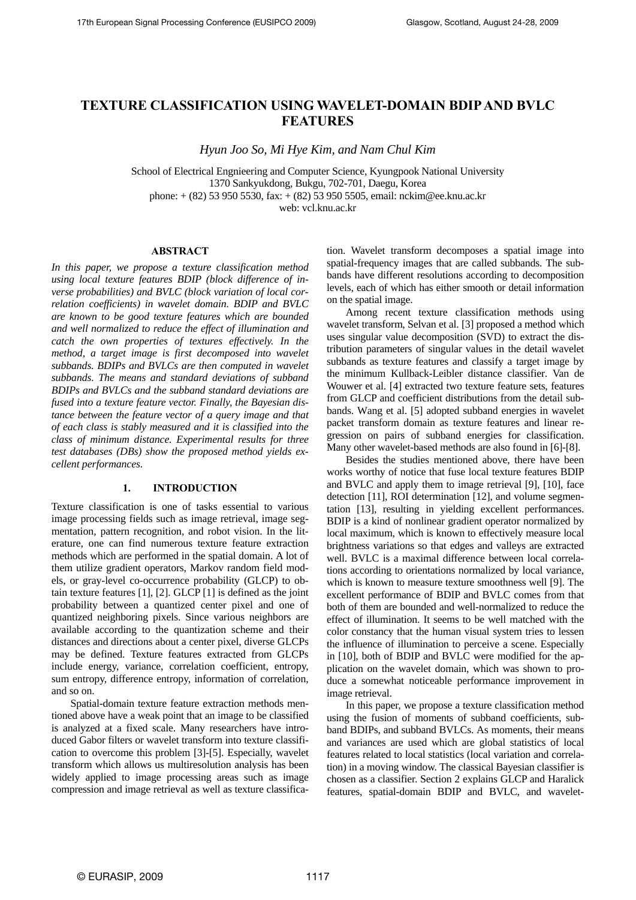# TEXTURE CLASSIFICATION USING WAVELET-DOMAIN BDIP AND BVLC FEATURES

*Hyun Joo So, Mi Hye Kim, and Nam Chul Kim*

School of Electrical Engnieering and Computer Science, Kyungpook National University
1370 Sankyukdong, Bukgu, 702-701, Daegu, Korea
phone: + (82) 53 950 5530, fax: + (82) 53 950 5505, email: nckim@ee.knu.ac.kr
web: vcl.knu.ac.kr

## ABSTRACT

*In this paper, we propose a texture classification method using local texture features BDIP (block difference of inverse probabilities) and BVLC (block variation of local correlation coefficients) in wavelet domain. BDIP and BVLC are known to be good texture features which are bounded and well normalized to reduce the effect of illumination and catch the own properties of textures effectively. In the method, a target image is first decomposed into wavelet subbands. BDIPs and BVLCs are then computed in wavelet subbands. The means and standard deviations of subband BDIPs and BVLCs and the subband standard deviations are fused into a texture feature vector. Finally, the Bayesian distance between the feature vector of a query image and that of each class is stably measured and it is classified into the class of minimum distance. Experimental results for three test databases (DBs) show the proposed method yields excellent performances.*

## 1. INTRODUCTION

Texture classification is one of tasks essential to various image processing fields such as image retrieval, image segmentation, pattern recognition, and robot vision. In the literature, one can find numerous texture feature extraction methods which are performed in the spatial domain. A lot of them utilize gradient operators, Markov random field models, or gray-level co-occurrence probability (GLCP) to obtain texture features [1], [2]. GLCP [1] is defined as the joint probability between a quantized center pixel and one of quantized neighboring pixels. Since various neighbors are available according to the quantization scheme and their distances and directions about a center pixel, diverse GLCPs may be defined. Texture features extracted from GLCPs include energy, variance, correlation coefficient, entropy, sum entropy, difference entropy, information of correlation, and so on.

Spatial-domain texture feature extraction methods mentioned above have a weak point that an image to be classified is analyzed at a fixed scale. Many researchers have introduced Gabor filters or wavelet transform into texture classification to overcome this problem [3]-[5]. Especially, wavelet transform which allows us multiresolution analysis has been widely applied to image processing areas such as image compression and image retrieval as well as texture classification. Wavelet transform decomposes a spatial image into spatial-frequency images that are called subbands. The subbands have different resolutions according to decomposition levels, each of which has either smooth or detail information on the spatial image.

Among recent texture classification methods using wavelet transform, Selvan et al. [3] proposed a method which uses singular value decomposition (SVD) to extract the distribution parameters of singular values in the detail wavelet subbands as texture features and classify a target image by the minimum Kullback-Leibler distance classifier. Van de Wouwer et al. [4] extracted two texture feature sets, features from GLCP and coefficient distributions from the detail subbands. Wang et al. [5] adopted subband energies in wavelet packet transform domain as texture features and linear regression on pairs of subband energies for classification. Many other wavelet-based methods are also found in [6]-[8].

Besides the studies mentioned above, there have been works worthy of notice that fuse local texture features BDIP and BVLC and apply them to image retrieval [9], [10], face detection [11], ROI determination [12], and volume segmentation [13], resulting in yielding excellent performances. BDIP is a kind of nonlinear gradient operator normalized by local maximum, which is known to effectively measure local brightness variations so that edges and valleys are extracted well. BVLC is a maximal difference between local correlations according to orientations normalized by local variance, which is known to measure texture smoothness well [9]. The excellent performance of BDIP and BVLC comes from that both of them are bounded and well-normalized to reduce the effect of illumination. It seems to be well matched with the color constancy that the human visual system tries to lessen the influence of illumination to perceive a scene. Especially in [10], both of BDIP and BVLC were modified for the application on the wavelet domain, which was shown to produce a somewhat noticeable performance improvement in image retrieval.

In this paper, we propose a texture classification method using the fusion of moments of subband coefficients, subband BDIPs, and subband BVLCs. As moments, their means and variances are used which are global statistics of local features related to local statistics (local variation and correlation) in a moving window. The classical Bayesian classifier is chosen as a classifier. Section 2 explains GLCP and Haralick features, spatial-domain BDIP and BVLC, and wavelet-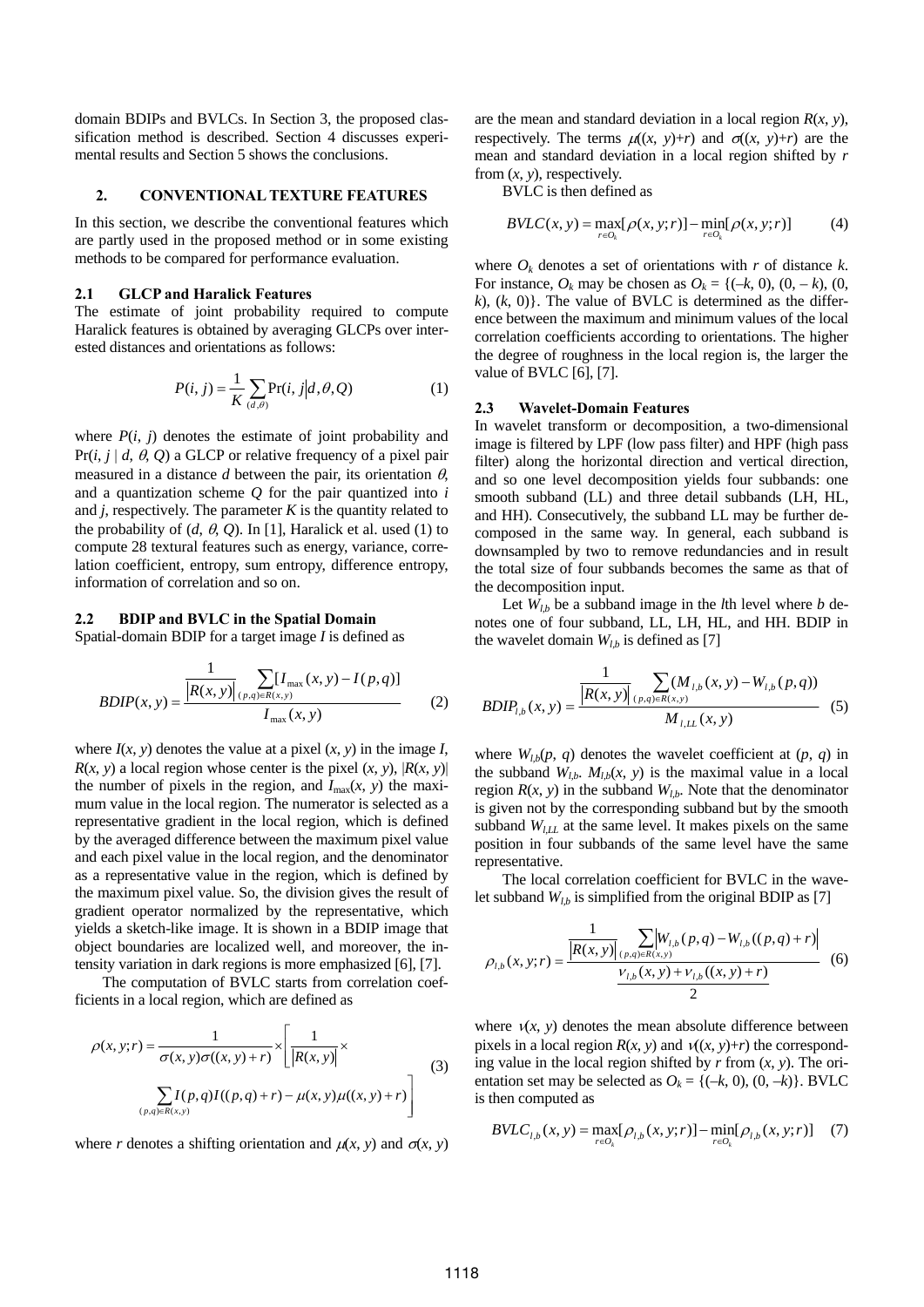domain BDIPs and BVLCs. In Section 3, the proposed classification method is described. Section 4 discusses experimental results and Section 5 shows the conclusions.

## 2. CONVENTIONAL TEXTURE FEATURES

In this section, we describe the conventional features which are partly used in the proposed method or in some existing methods to be compared for performance evaluation.

### 2.1 GLCP and Haralick Features

The estimate of joint probability required to compute Haralick features is obtained by averaging GLCPs over interested distances and orientations as follows:

$$P(i,j) = \frac{1}{K}\sum_{(d,\theta)} \Pr(i,j \mid d,\theta,Q) \tag{1}$$

where $P(i, j)$ denotes the estimate of joint probability and $\Pr(i, j \mid d, \theta, Q)$ a GLCP or relative frequency of a pixel pair measured in a distance $d$ between the pair, its orientation $\theta$, and a quantization scheme $Q$ for the pair quantized into $i$ and $j$, respectively. The parameter $K$ is the quantity related to the probability of $(d, \theta, Q)$. In [1], Haralick et al. used (1) to compute 28 textural features such as energy, variance, correlation coefficient, entropy, sum entropy, difference entropy, information of correlation and so on.

### 2.2 BDIP and BVLC in the Spatial Domain

Spatial-domain BDIP for a target image $I$ is defined as

$$BDIP(x,y) = \frac{\dfrac{1}{|R(x,y)|}\displaystyle\sum_{(p,q)\in R(x,y)}[I_{\max}(x,y) - I(p,q)]}{I_{\max}(x,y)} \tag{2}$$

where $I(x, y)$ denotes the value at a pixel $(x, y)$ in the image $I$, $R(x, y)$ a local region whose center is the pixel $(x, y)$, $|R(x, y)|$ the number of pixels in the region, and $I_{\max}(x, y)$ the maximum value in the local region. The numerator is selected as a representative gradient in the local region, which is defined by the averaged difference between the maximum pixel value and each pixel value in the local region, and the denominator as a representative value in the region, which is defined by the maximum pixel value. So, the division gives the result of gradient operator normalized by the representative, which yields a sketch-like image. It is shown in a BDIP image that object boundaries are localized well, and moreover, the intensity variation in dark regions is more emphasized [6], [7].

The computation of BVLC starts from correlation coefficients in a local region, which are defined as

$$\rho(x,y;r) = \frac{1}{\sigma(x,y)\sigma((x,y)+r)} \times \left[\frac{1}{|R(x,y)|} \times \sum_{(p,q)\in R(x,y)} I(p,q)I((p,q)+r) - \mu(x,y)\mu((x,y)+r)\right] \tag{3}$$

where $r$ denotes a shifting orientation and $\mu(x, y)$ and $\sigma(x, y)$ are the mean and standard deviation in a local region $R(x, y)$, respectively. The terms $\mu((x, y)+r)$ and $\sigma((x, y)+r)$ are the mean and standard deviation in a local region shifted by $r$ from $(x, y)$, respectively.

BVLC is then defined as

$$BVLC(x,y) = \max_{r\in O_k}[\rho(x,y;r)] - \min_{r\in O_k}[\rho(x,y;r)] \tag{4}$$

where $O_k$ denotes a set of orientations with $r$ of distance $k$. For instance, $O_k$ may be chosen as $O_k = \{(-k, 0), (0, -k), (0, k), (k, 0)\}$. The value of BVLC is determined as the difference between the maximum and minimum values of the local correlation coefficients according to orientations. The higher the degree of roughness in the local region is, the larger the value of BVLC [6], [7].

### 2.3 Wavelet-Domain Features

In wavelet transform or decomposition, a two-dimensional image is filtered by LPF (low pass filter) and HPF (high pass filter) along the horizontal direction and vertical direction, and so one level decomposition yields four subbands: one smooth subband (LL) and three detail subbands (LH, HL, and HH). Consecutively, the subband LL may be further decomposed in the same way. In general, each subband is downsampled by two to remove redundancies and in result the total size of four subbands becomes the same as that of the decomposition input.

Let $W_{l,b}$ be a subband image in the $l$th level where $b$ denotes one of four subband, LL, LH, HL, and HH. BDIP in the wavelet domain $W_{l,b}$ is defined as [7]

$$BDIP_{l,b}(x,y) = \frac{\dfrac{1}{|R(x,y)|}\displaystyle\sum_{(p,q)\in R(x,y)}(M_{l,b}(x,y) - W_{l,b}(p,q))}{M_{l,LL}(x,y)} \tag{5}$$

where $W_{l,b}(p, q)$ denotes the wavelet coefficient at $(p, q)$ in the subband $W_{l,b}$. $M_{l,b}(x, y)$ is the maximal value in a local region $R(x, y)$ in the subband $W_{l,b}$. Note that the denominator is given not by the corresponding subband but by the smooth subband $W_{l,LL}$ at the same level. It makes pixels on the same position in four subbands of the same level have the same representative.

The local correlation coefficient for BVLC in the wavelet subband $W_{l,b}$ is simplified from the original BDIP as [7]

$$\rho_{l,b}(x,y;r) = \frac{\dfrac{1}{|R(x,y)|}\displaystyle\sum_{(p,q)\in R(x,y)}\left|W_{l,b}(p,q) - W_{l,b}((p,q)+r)\right|}{\dfrac{v_{l,b}(x,y) + v_{l,b}((x,y)+r)}{2}} \tag{6}$$

where $v(x, y)$ denotes the mean absolute difference between pixels in a local region $R(x, y)$ and $v((x, y)+r)$ the corresponding value in the local region shifted by $r$ from $(x, y)$. The orientation set may be selected as $O_k = \{(-k, 0), (0, -k)\}$. BVLC is then computed as

$$BVLC_{l,b}(x,y) = \max_{r\in O_k}[\rho_{l,b}(x,y;r)] - \min_{r\in O_k}[\rho_{l,b}(x,y;r)] \tag{7}$$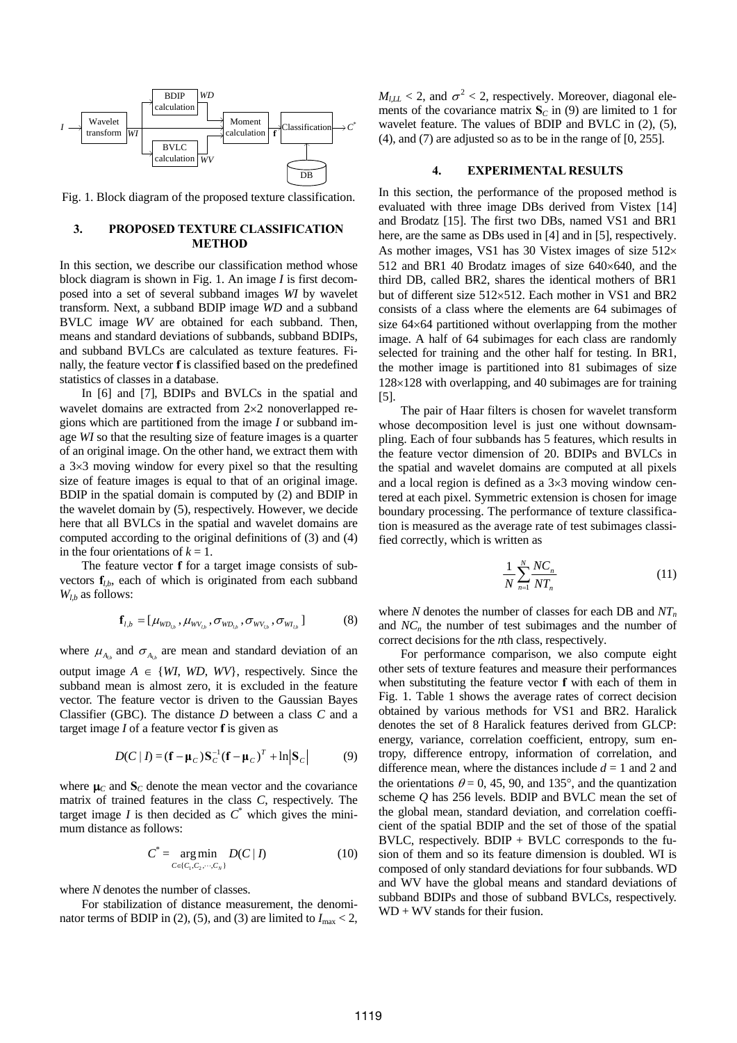Fig. 1. Block diagram of the proposed texture classification.

## 3. PROPOSED TEXTURE CLASSIFICATION METHOD

In this section, we describe our classification method whose block diagram is shown in Fig. 1. An image $I$ is first decomposed into a set of several subband images $WI$ by wavelet transform. Next, a subband BDIP image $WD$ and a subband BVLC image $WV$ are obtained for each subband. Then, means and standard deviations of subbands, subband BDIPs, and subband BVLCs are calculated as texture features. Finally, the feature vector $\mathbf{f}$ is classified based on the predefined statistics of classes in a database.

In [6] and [7], BDIPs and BVLCs in the spatial and wavelet domains are extracted from 2×2 nonoverlapped regions which are partitioned from the image $I$ or subband image $WI$ so that the resulting size of feature images is a quarter of an original image. On the other hand, we extract them with a 3×3 moving window for every pixel so that the resulting size of feature images is equal to that of an original image. BDIP in the spatial domain is computed by (2) and BDIP in the wavelet domain by (5), respectively. However, we decide here that all BVLCs in the spatial and wavelet domains are computed according to the original definitions of (3) and (4) in the four orientations of $k = 1$.

The feature vector $\mathbf{f}$ for a target image consists of subvectors $\mathbf{f}_{l,b}$, each of which is originated from each subband $W_{l,b}$ as follows:

$$\mathbf{f}_{l,b} = [\mu_{WD_{l,b}}, \mu_{WV_{l,b}}, \sigma_{WD_{l,b}}, \sigma_{WV_{l,b}}, \sigma_{WI_{l,b}}] \tag{8}$$

where $\mu_{A_{l,b}}$ and $\sigma_{A_{l,b}}$ are mean and standard deviation of an output image $A \in \{WI, WD, WV\}$, respectively. Since the subband mean is almost zero, it is excluded in the feature vector. The feature vector is driven to the Gaussian Bayes Classifier (GBC). The distance $D$ between a class $C$ and a target image $I$ of a feature vector $\mathbf{f}$ is given as

$$D(C \mid I) = (\mathbf{f} - \boldsymbol{\mu}_C)\mathbf{S}_C^{-1}(\mathbf{f} - \boldsymbol{\mu}_C)^T + \ln\left|\mathbf{S}_C\right| \tag{9}$$

where $\boldsymbol{\mu}_C$ and $\mathbf{S}_C$ denote the mean vector and the covariance matrix of trained features in the class $C$, respectively. The target image $I$ is then decided as $C^*$ which gives the minimum distance as follows:

$$C^* = \underset{C \in \{C_1, C_2, \cdots, C_N\}}{\arg\min} \; D(C \mid I) \tag{10}$$

where $N$ denotes the number of classes.

For stabilization of distance measurement, the denominator terms of BDIP in (2), (5), and (3) are limited to $I_{\max} < 2$, $M_{l,LL} < 2$, and $\sigma^2 < 2$, respectively. Moreover, diagonal elements of the covariance matrix $\mathbf{S}_C$ in (9) are limited to 1 for wavelet feature. The values of BDIP and BVLC in (2), (5), (4), and (7) are adjusted so as to be in the range of [0, 255].

## 4. EXPERIMENTAL RESULTS

In this section, the performance of the proposed method is evaluated with three image DBs derived from Vistex [14] and Brodatz [15]. The first two DBs, named VS1 and BR1 here, are the same as DBs used in [4] and in [5], respectively. As mother images, VS1 has 30 Vistex images of size 512×512 and BR1 40 Brodatz images of size 640×640, and the third DB, called BR2, shares the identical mothers of BR1 but of different size 512×512. Each mother in VS1 and BR2 consists of a class where the elements are 64 subimages of size 64×64 partitioned without overlapping from the mother image. A half of 64 subimages for each class are randomly selected for training and the other half for testing. In BR1, the mother image is partitioned into 81 subimages of size 128×128 with overlapping, and 40 subimages are for training [5].

The pair of Haar filters is chosen for wavelet transform whose decomposition level is just one without downsampling. Each of four subbands has 5 features, which results in the feature vector dimension of 20. BDIPs and BVLCs in the spatial and wavelet domains are computed at all pixels and a local region is defined as a 3×3 moving window centered at each pixel. Symmetric extension is chosen for image boundary processing. The performance of texture classification is measured as the average rate of test subimages classified correctly, which is written as

$$\frac{1}{N}\sum_{n=1}^{N}\frac{NC_n}{NT_n} \tag{11}$$

where $N$ denotes the number of classes for each DB and $NT_n$ and $NC_n$ the number of test subimages and the number of correct decisions for the $n$th class, respectively.

For performance comparison, we also compute eight other sets of texture features and measure their performances when substituting the feature vector $\mathbf{f}$ with each of them in Fig. 1. Table 1 shows the average rates of correct decision obtained by various methods for VS1 and BR2. Haralick denotes the set of 8 Haralick features derived from GLCP: energy, variance, correlation coefficient, entropy, sum entropy, difference entropy, information of correlation, and difference mean, where the distances include $d = 1$ and 2 and the orientations $\theta = 0$, 45, 90, and 135°, and the quantization scheme $Q$ has 256 levels. BDIP and BVLC mean the set of the global mean, standard deviation, and correlation coefficient of the spatial BDIP and the set of those of the spatial BVLC, respectively. BDIP + BVLC corresponds to the fusion of them and so its feature dimension is doubled. WI is composed of only standard deviations for four subbands. WD and WV have the global means and standard deviations of subband BDIPs and those of subband BVLCs, respectively. WD + WV stands for their fusion.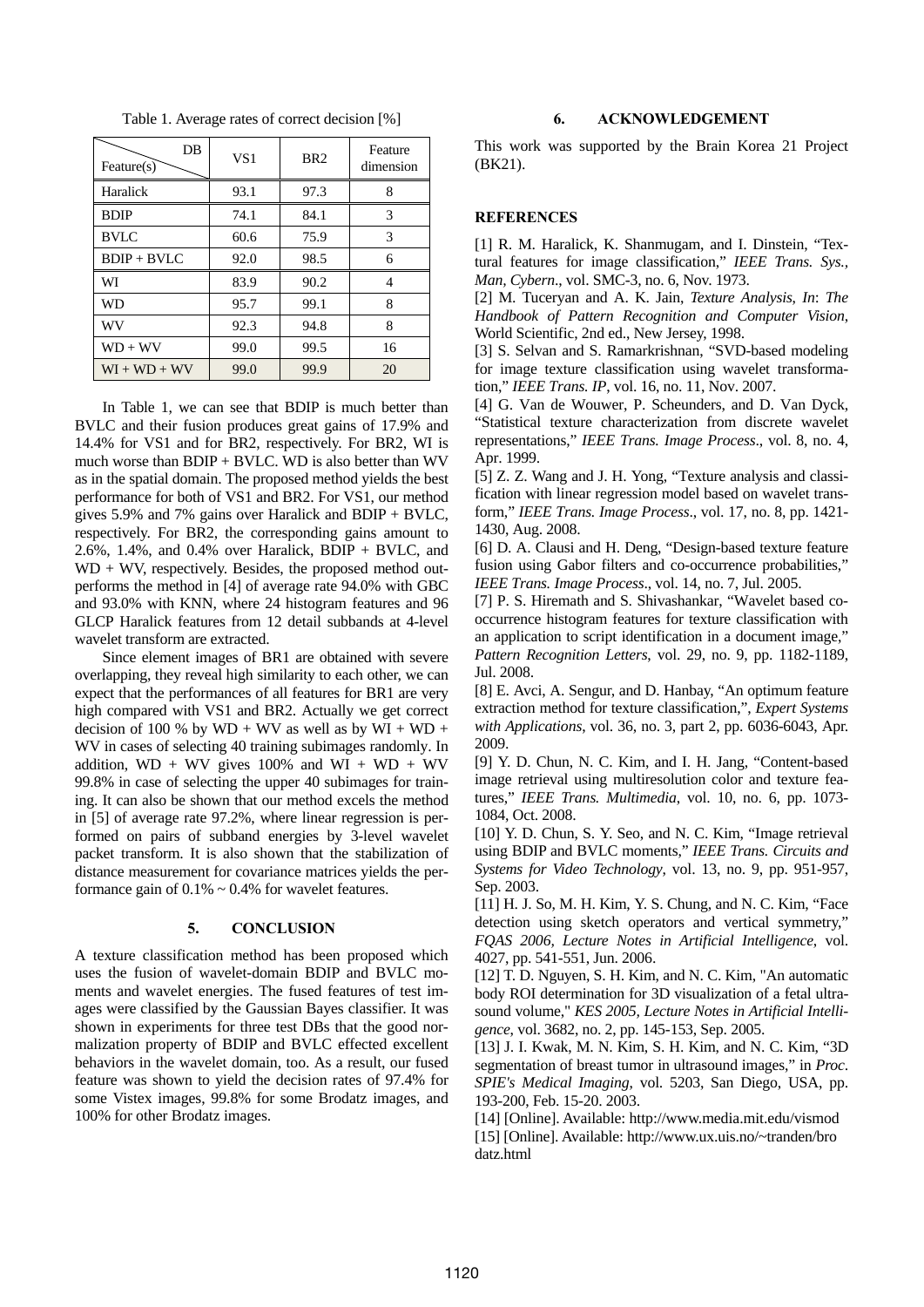Table 1. Average rates of correct decision [%]

| DB / Feature(s) | VS1 | BR2 | Feature dimension |
|---|---|---|---|
| Haralick | 93.1 | 97.3 | 8 |
| BDIP | 74.1 | 84.1 | 3 |
| BVLC | 60.6 | 75.9 | 3 |
| BDIP + BVLC | 92.0 | 98.5 | 6 |
| WI | 83.9 | 90.2 | 4 |
| WD | 95.7 | 99.1 | 8 |
| WV | 92.3 | 94.8 | 8 |
| WD + WV | 99.0 | 99.5 | 16 |
| WI + WD + WV | 99.0 | 99.9 | 20 |

In Table 1, we can see that BDIP is much better than BVLC and their fusion produces great gains of 17.9% and 14.4% for VS1 and for BR2, respectively. For BR2, WI is much worse than BDIP + BVLC. WD is also better than WV as in the spatial domain. The proposed method yields the best performance for both of VS1 and BR2. For VS1, our method gives 5.9% and 7% gains over Haralick and BDIP + BVLC, respectively. For BR2, the corresponding gains amount to 2.6%, 1.4%, and 0.4% over Haralick, BDIP + BVLC, and WD + WV, respectively. Besides, the proposed method outperforms the method in [4] of average rate 94.0% with GBC and 93.0% with KNN, where 24 histogram features and 96 GLCP Haralick features from 12 detail subbands at 4-level wavelet transform are extracted.

Since element images of BR1 are obtained with severe overlapping, they reveal high similarity to each other, we can expect that the performances of all features for BR1 are very high compared with VS1 and BR2. Actually we get correct decision of 100 % by WD + WV as well as by WI + WD + WV in cases of selecting 40 training subimages randomly. In addition, WD + WV gives 100% and WI + WD + WV 99.8% in case of selecting the upper 40 subimages for training. It can also be shown that our method excels the method in [5] of average rate 97.2%, where linear regression is performed on pairs of subband energies by 3-level wavelet packet transform. It is also shown that the stabilization of distance measurement for covariance matrices yields the performance gain of 0.1% ~ 0.4% for wavelet features.

## 5. CONCLUSION

A texture classification method has been proposed which uses the fusion of wavelet-domain BDIP and BVLC moments and wavelet energies. The fused features of test images were classified by the Gaussian Bayes classifier. It was shown in experiments for three test DBs that the good normalization property of BDIP and BVLC effected excellent behaviors in the wavelet domain, too. As a result, our fused feature was shown to yield the decision rates of 97.4% for some Vistex images, 99.8% for some Brodatz images, and 100% for other Brodatz images.

## 6. ACKNOWLEDGEMENT

This work was supported by the Brain Korea 21 Project (BK21).

## REFERENCES

[1] R. M. Haralick, K. Shanmugam, and I. Dinstein, "Textural features for image classification," *IEEE Trans. Sys., Man, Cybern*., vol. SMC-3, no. 6, Nov. 1973.

[2] M. Tuceryan and A. K. Jain, *Texture Analysis*, *In*: *The Handbook of Pattern Recognition and Computer Vision*, World Scientific, 2nd ed., New Jersey, 1998.

[3] S. Selvan and S. Ramarkrishnan, "SVD-based modeling for image texture classification using wavelet transformation," *IEEE Trans. IP*, vol. 16, no. 11, Nov. 2007.

[4] G. Van de Wouwer, P. Scheunders, and D. Van Dyck, "Statistical texture characterization from discrete wavelet representations," *IEEE Trans. Image Process*., vol. 8, no. 4, Apr. 1999.

[5] Z. Z. Wang and J. H. Yong, "Texture analysis and classification with linear regression model based on wavelet transform," *IEEE Trans. Image Process*., vol. 17, no. 8, pp. 1421-1430, Aug. 2008.

[6] D. A. Clausi and H. Deng, "Design-based texture feature fusion using Gabor filters and co-occurrence probabilities," *IEEE Trans. Image Process*., vol. 14, no. 7, Jul. 2005.

[7] P. S. Hiremath and S. Shivashankar, "Wavelet based co-occurrence histogram features for texture classification with an application to script identification in a document image," *Pattern Recognition Letters*, vol. 29, no. 9, pp. 1182-1189, Jul. 2008.

[8] E. Avci, A. Sengur, and D. Hanbay, "An optimum feature extraction method for texture classification,", *Expert Systems with Applications*, vol. 36, no. 3, part 2, pp. 6036-6043, Apr. 2009.

[9] Y. D. Chun, N. C. Kim, and I. H. Jang, "Content-based image retrieval using multiresolution color and texture features," *IEEE Trans. Multimedia*, vol. 10, no. 6, pp. 1073-1084, Oct. 2008.

[10] Y. D. Chun, S. Y. Seo, and N. C. Kim, "Image retrieval using BDIP and BVLC moments," *IEEE Trans. Circuits and Systems for Video Technology*, vol. 13, no. 9, pp. 951-957, Sep. 2003.

[11] H. J. So, M. H. Kim, Y. S. Chung, and N. C. Kim, "Face detection using sketch operators and vertical symmetry," *FQAS 2006, Lecture Notes in Artificial Intelligence*, vol. 4027, pp. 541-551, Jun. 2006.

[12] T. D. Nguyen, S. H. Kim, and N. C. Kim, "An automatic body ROI determination for 3D visualization of a fetal ultrasound volume," *KES 2005, Lecture Notes in Artificial Intelligence*, vol. 3682, no. 2, pp. 145-153, Sep. 2005.

[13] J. I. Kwak, M. N. Kim, S. H. Kim, and N. C. Kim, "3D segmentation of breast tumor in ultrasound images," in *Proc. SPIE's Medical Imaging*, vol. 5203, San Diego, USA, pp. 193-200, Feb. 15-20. 2003.

[14] [Online]. Available: http://www.media.mit.edu/vismod

[15] [Online]. Available: http://www.ux.uis.no/~tranden/brodatz.html